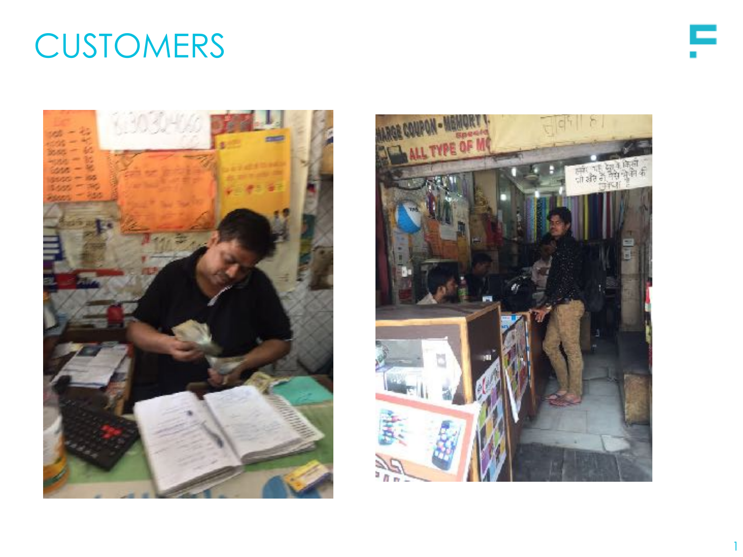# CUSTOMERS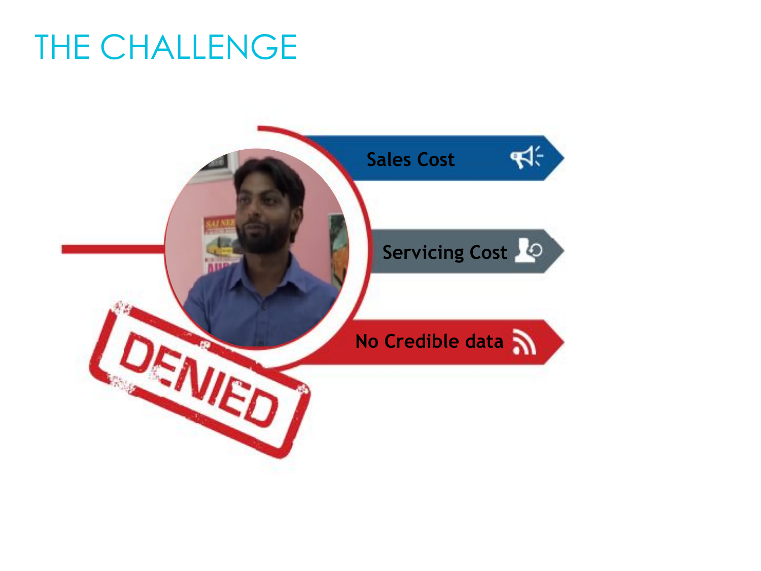# THE CHALLENGE

- Sales Cost
- Servicing Cost
- No Credible data

DENIED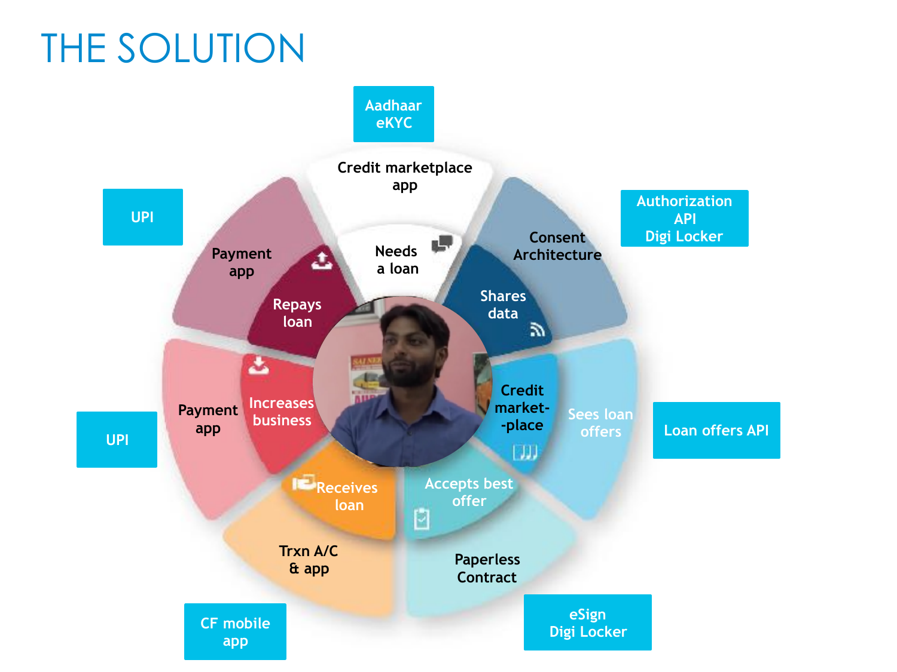# THE SOLUTION

Aadhaar eKYC

Credit marketplace app

Needs a loan

Consent Architecture

Authorization API Digi Locker

Shares data

Credit market-place

Sees loan offers

Loan offers API

Accepts best offer

Paperless Contract

eSign Digi Locker

Receives loan

Trxn A/C & app

CF mobile app

Increases business

Payment app

UPI

Repays loan

Payment app

UPI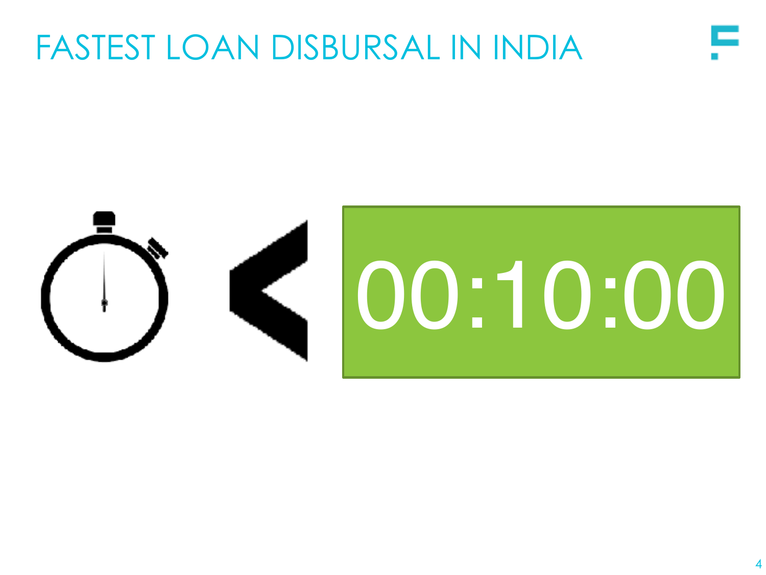# FASTEST LOAN DISBURSAL IN INDIA

< 00:10:00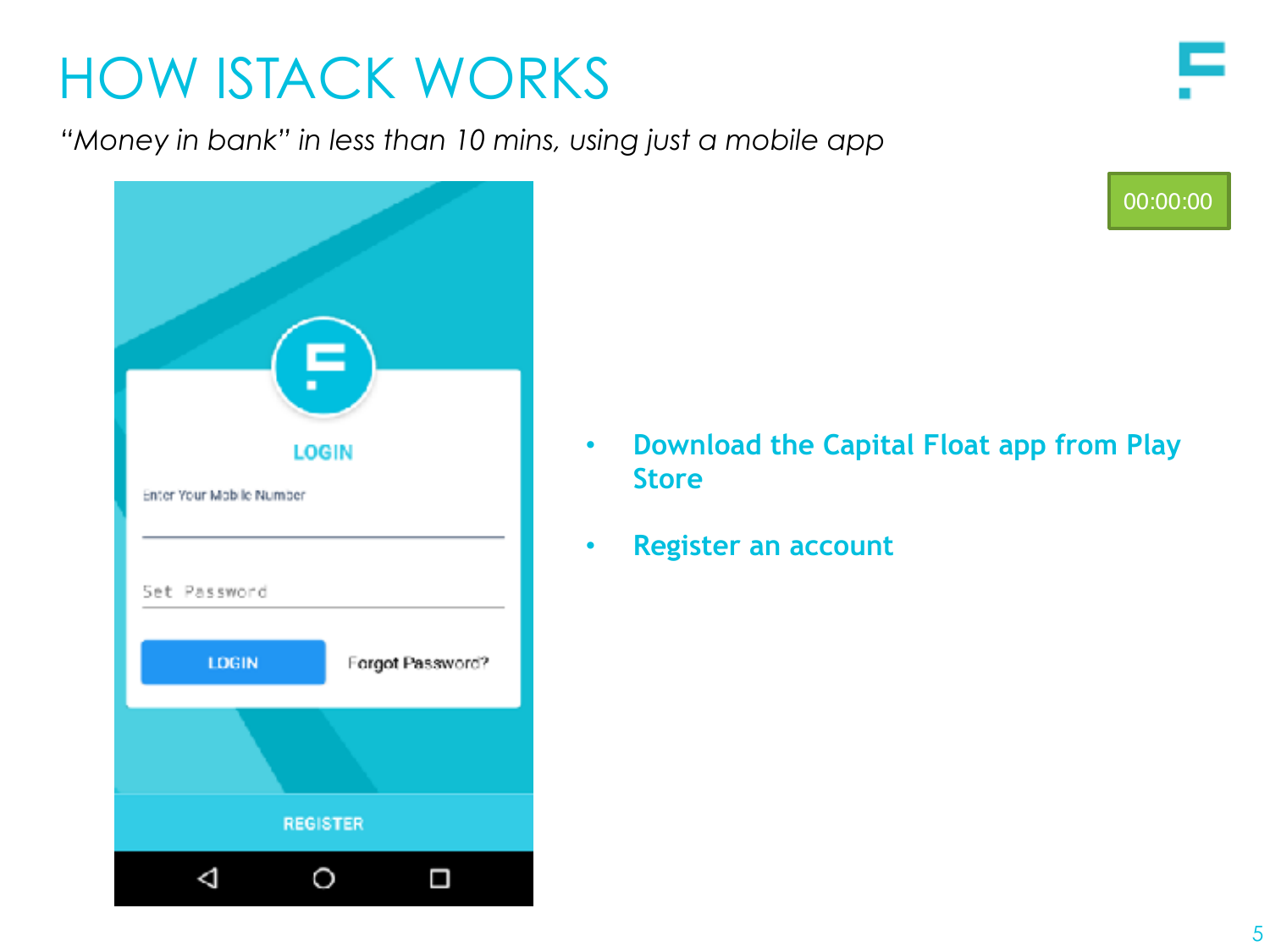# HOW ISTACK WORKS

*"Money in bank" in less than 10 mins, using just a mobile app*

00:00:00

- **Download the Capital Float app from Play Store**
- **Register an account**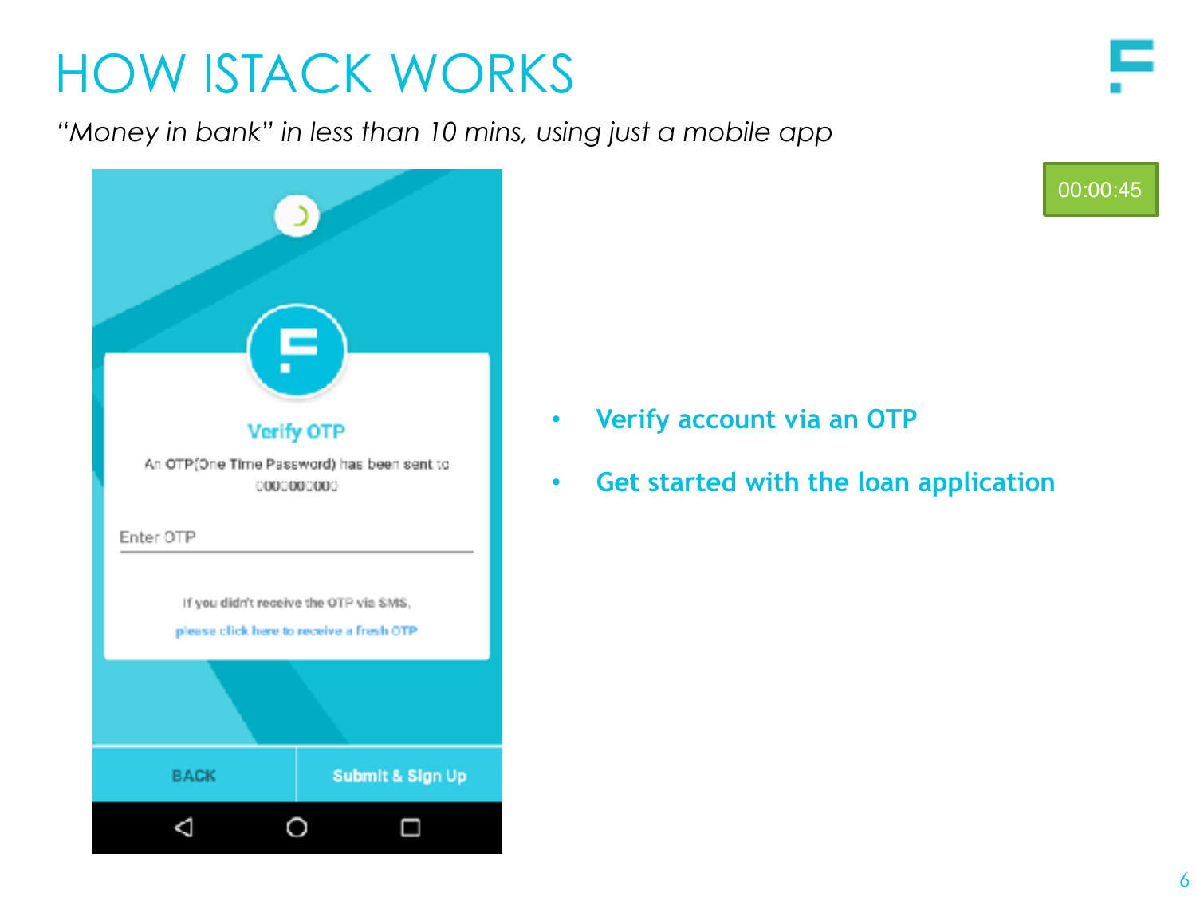# HOW ISTACK WORKS

*"Money in bank" in less than 10 mins, using just a mobile app*

00:00:45

- **Verify account via an OTP**
- **Get started with the loan application**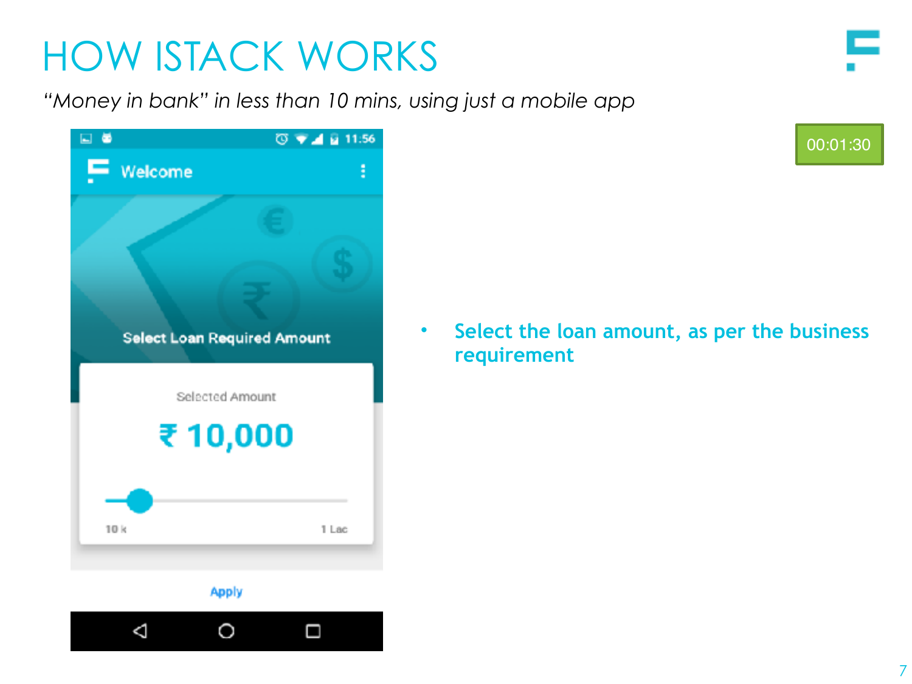# HOW ISTACK WORKS

*"Money in bank" in less than 10 mins, using just a mobile app*

00:01:30

- **Select the loan amount, as per the business requirement**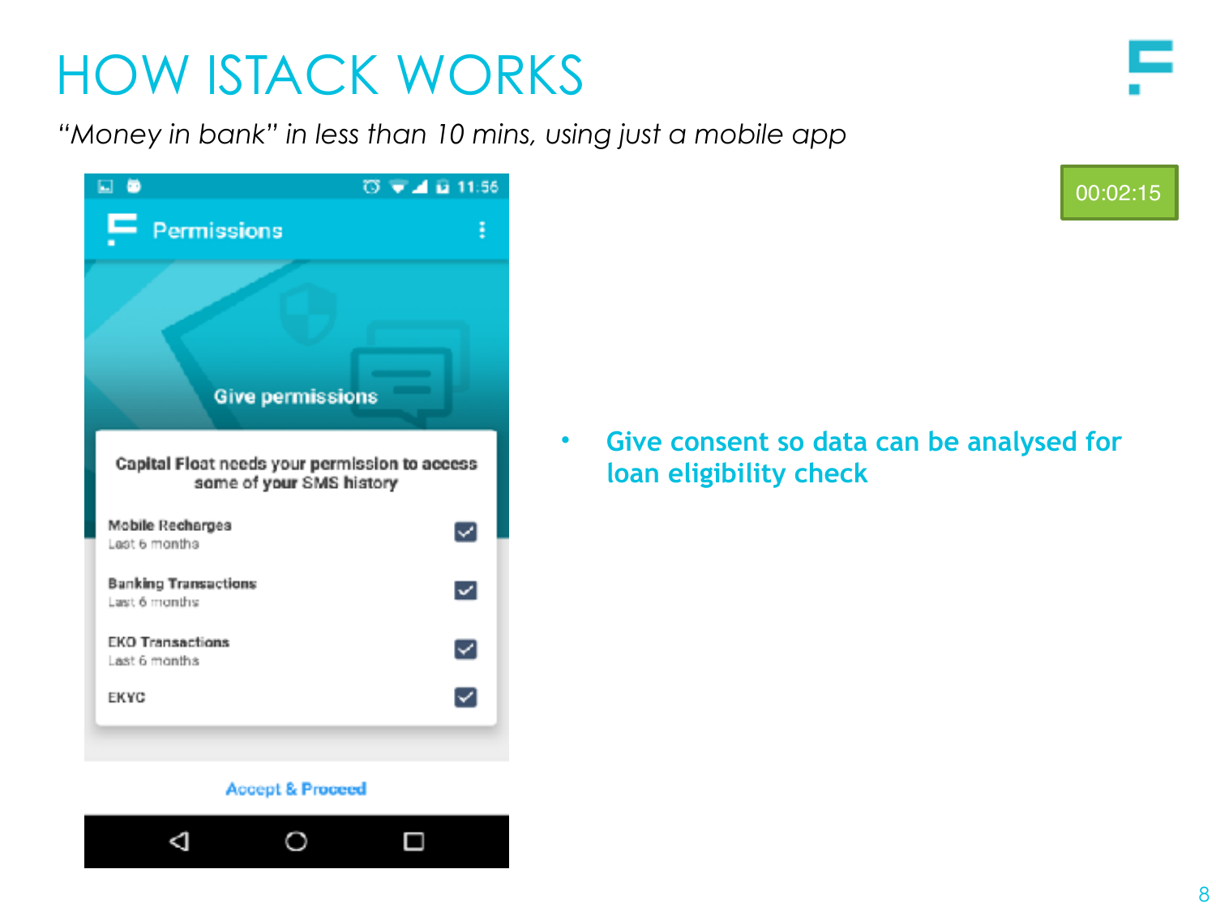# HOW ISTACK WORKS

*"Money in bank" in less than 10 mins, using just a mobile app*

Permissions

Give permissions

Capital Float needs your permission to access some of your SMS history

- Mobile Recharges — Last 6 months
- Banking Transactions — Last 6 months
- EKO Transactions — Last 6 months
- EKYC

Accept & Proceed

00:02:15

- Give consent so data can be analysed for loan eligibility check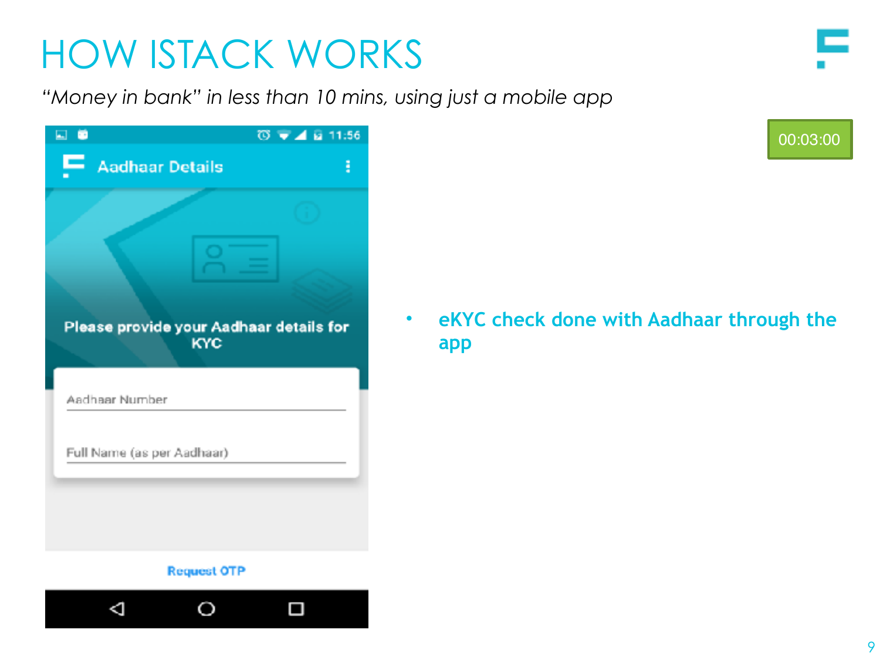# HOW ISTACK WORKS

*"Money in bank" in less than 10 mins, using just a mobile app*

Aadhaar Details

Please provide your Aadhaar details for KYC

Aadhaar Number

Full Name (as per Aadhaar)

Request OTP

00:03:00

- **eKYC check done with Aadhaar through the app**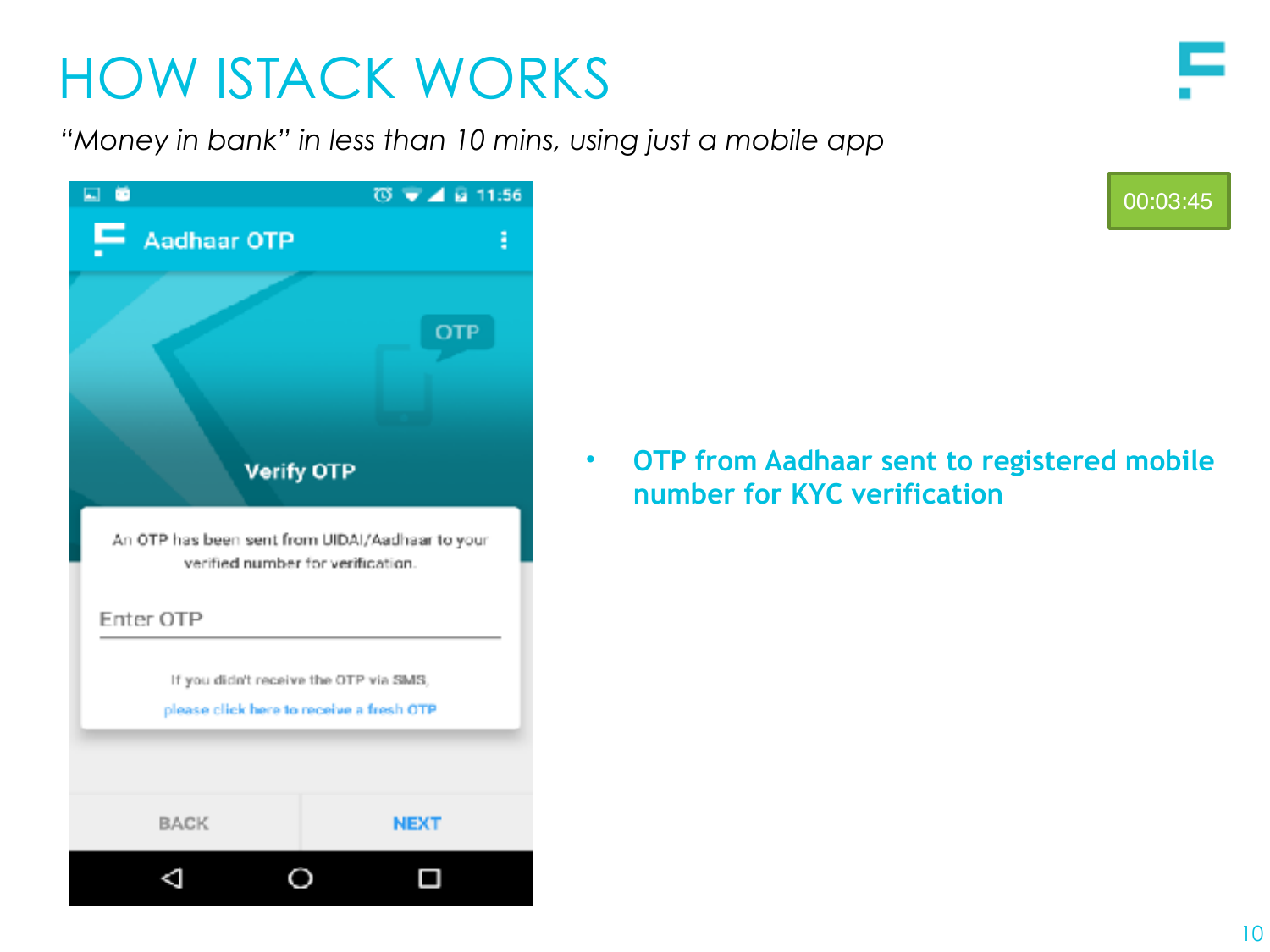# HOW ISTACK WORKS

*"Money in bank" in less than 10 mins, using just a mobile app*

00:03:45

- **OTP from Aadhaar sent to registered mobile number for KYC verification**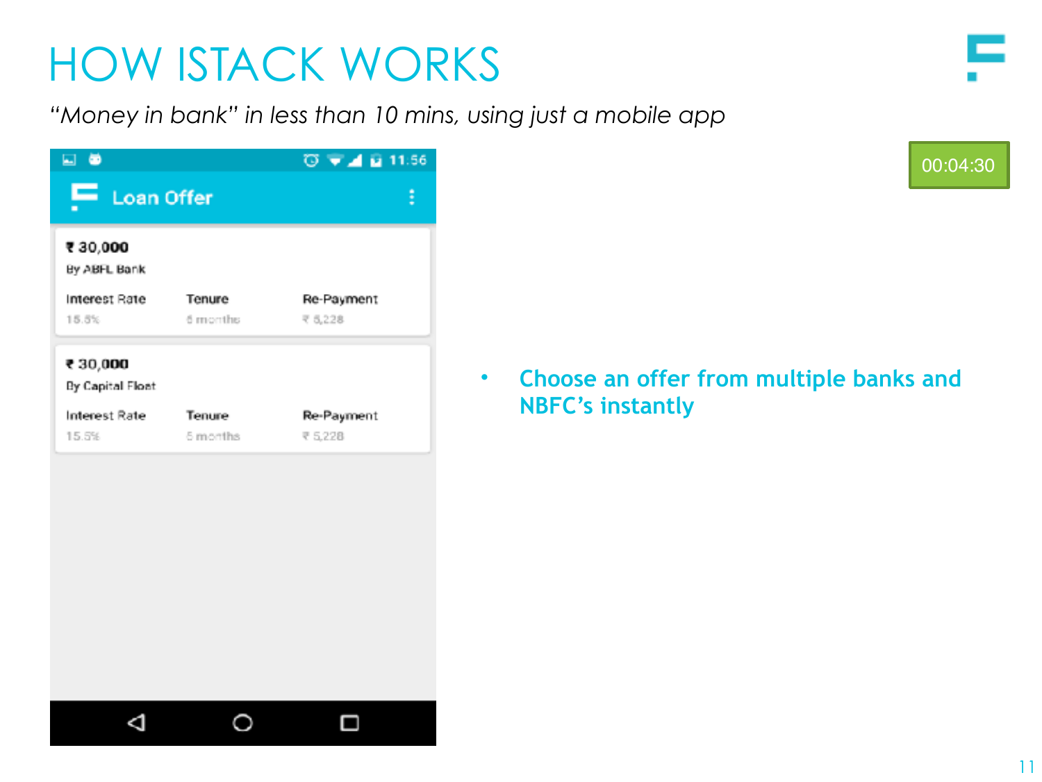# HOW ISTACK WORKS

*"Money in bank" in less than 10 mins, using just a mobile app*

00:04:30

**Loan Offer**

**₹ 30,000**
By ABFL Bank

| Interest Rate | Tenure | Re-Payment |
|---|---|---|
| 15.5% | 6 months | ₹ 5,228 |

**₹ 30,000**
By Capital Float

| Interest Rate | Tenure | Re-Payment |
|---|---|---|
| 15.5% | 6 months | ₹ 5,228 |

- **Choose an offer from multiple banks and NBFC's instantly**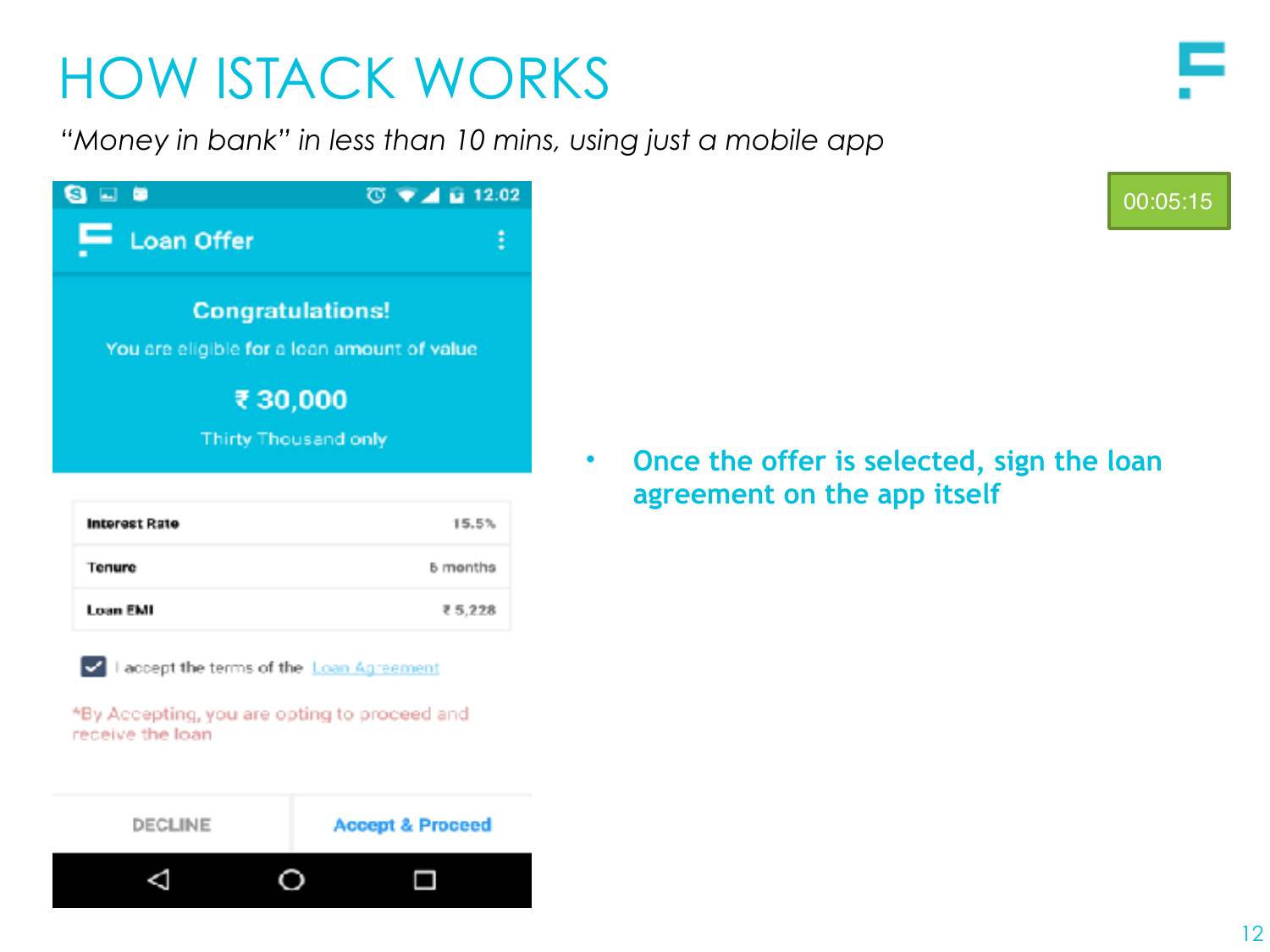# HOW ISTACK WORKS

*"Money in bank" in less than 10 mins, using just a mobile app*

00:05:15

Loan Offer

**Congratulations!**

You are eligible for a loan amount of value

**₹ 30,000**

Thirty Thousand only

| Interest Rate | 15.5% |
|---|---|
| Tenure | 6 months |
| Loan EMI | ₹ 5,228 |

☑ I accept the terms of the Loan Agreement

*By Accepting, you are opting to proceed and receive the loan

DECLINE | Accept & Proceed

- **Once the offer is selected, sign the loan agreement on the app itself**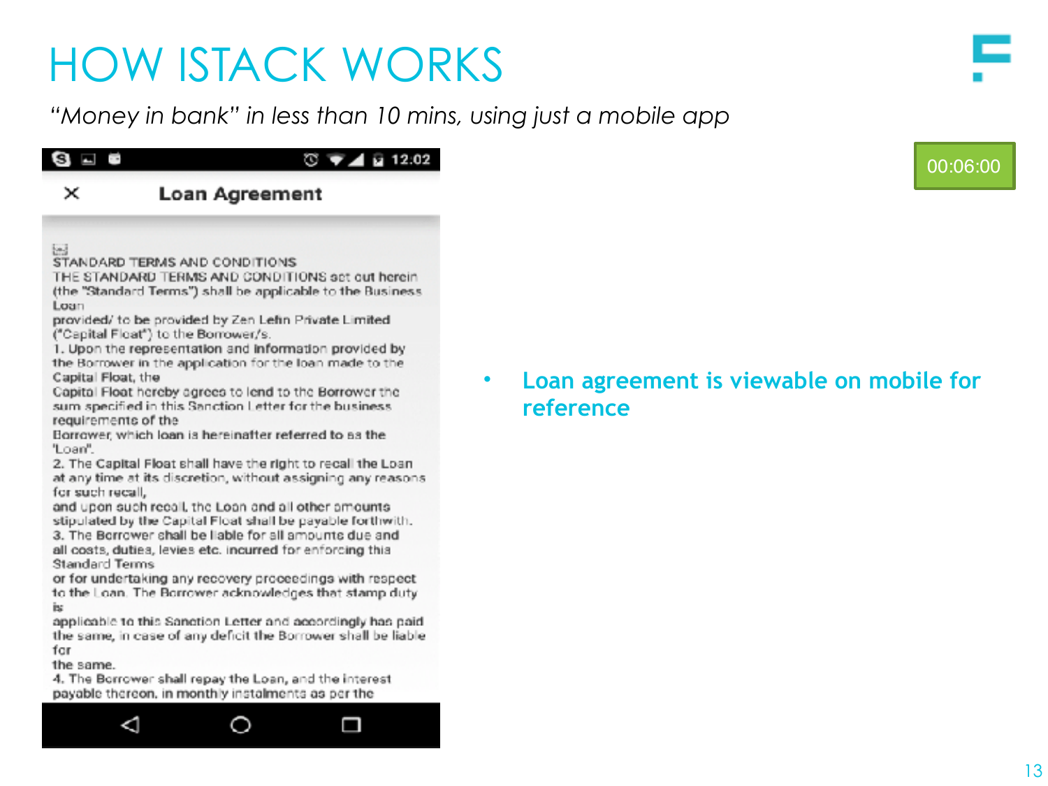# HOW ISTACK WORKS

*"Money in bank" in less than 10 mins, using just a mobile app*

00:06:00

**Loan Agreement**

STANDARD TERMS AND CONDITIONS
THE STANDARD TERMS AND CONDITIONS set out herein (the "Standard Terms") shall be applicable to the Business Loan
provided/ to be provided by Zen Lefin Private Limited ("Capital Float") to the Borrower/s.
1. Upon the representation and information provided by the Borrower in the application for the loan made to the Capital Float, the
Capital Float hereby agrees to lend to the Borrower the sum specified in this Sanction Letter for the business requirements of the
Borrower, which loan is hereinafter referred to as the 'Loan'.
2. The Capital Float shall have the right to recall the Loan at any time at its discretion, without assigning any reasons for such recall,
and upon such recall, the Loan and all other amounts stipulated by the Capital Float shall be payable forthwith.
3. The Borrower shall be liable for all amounts due and all costs, duties, levies etc. incurred for enforcing this Standard Terms
or for undertaking any recovery proceedings with respect to the Loan. The Borrower acknowledges that stamp duty is
applicable to this Sanction Letter and accordingly has paid the same, in case of any deficit the Borrower shall be liable for
the same.
4. The Borrower shall repay the Loan, and the interest payable thereon, in monthly instalments as per the

- **Loan agreement is viewable on mobile for reference**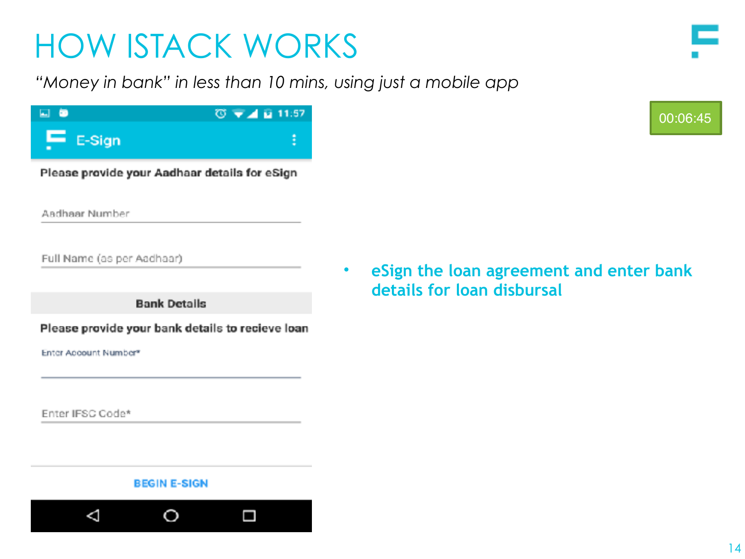# HOW ISTACK WORKS

*"Money in bank" in less than 10 mins, using just a mobile app*

00:06:45

E-Sign

Please provide your Aadhaar details for eSign

Aadhaar Number

Full Name (as per Aadhaar)

**Bank Details**

Please provide your bank details to recieve loan

Enter Account Number*

Enter IFSC Code*

BEGIN E-SIGN

- **eSign the loan agreement and enter bank details for loan disbursal**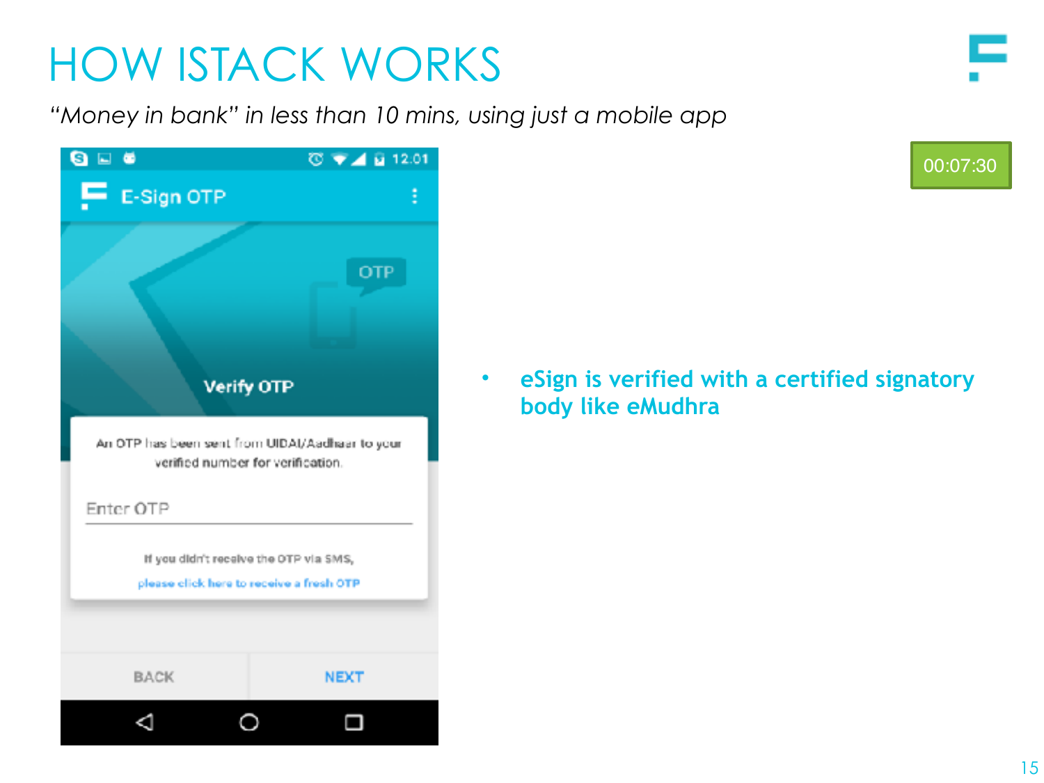# HOW ISTACK WORKS

*"Money in bank" in less than 10 mins, using just a mobile app*

E-Sign OTP

OTP

Verify OTP

An OTP has been sent from UIDAI/Aadhaar to your verified number for verification.

Enter OTP

If you didn't receive the OTP via SMS,

please click here to receive a fresh OTP

BACK NEXT

00:07:30

- **eSign is verified with a certified signatory body like eMudhra**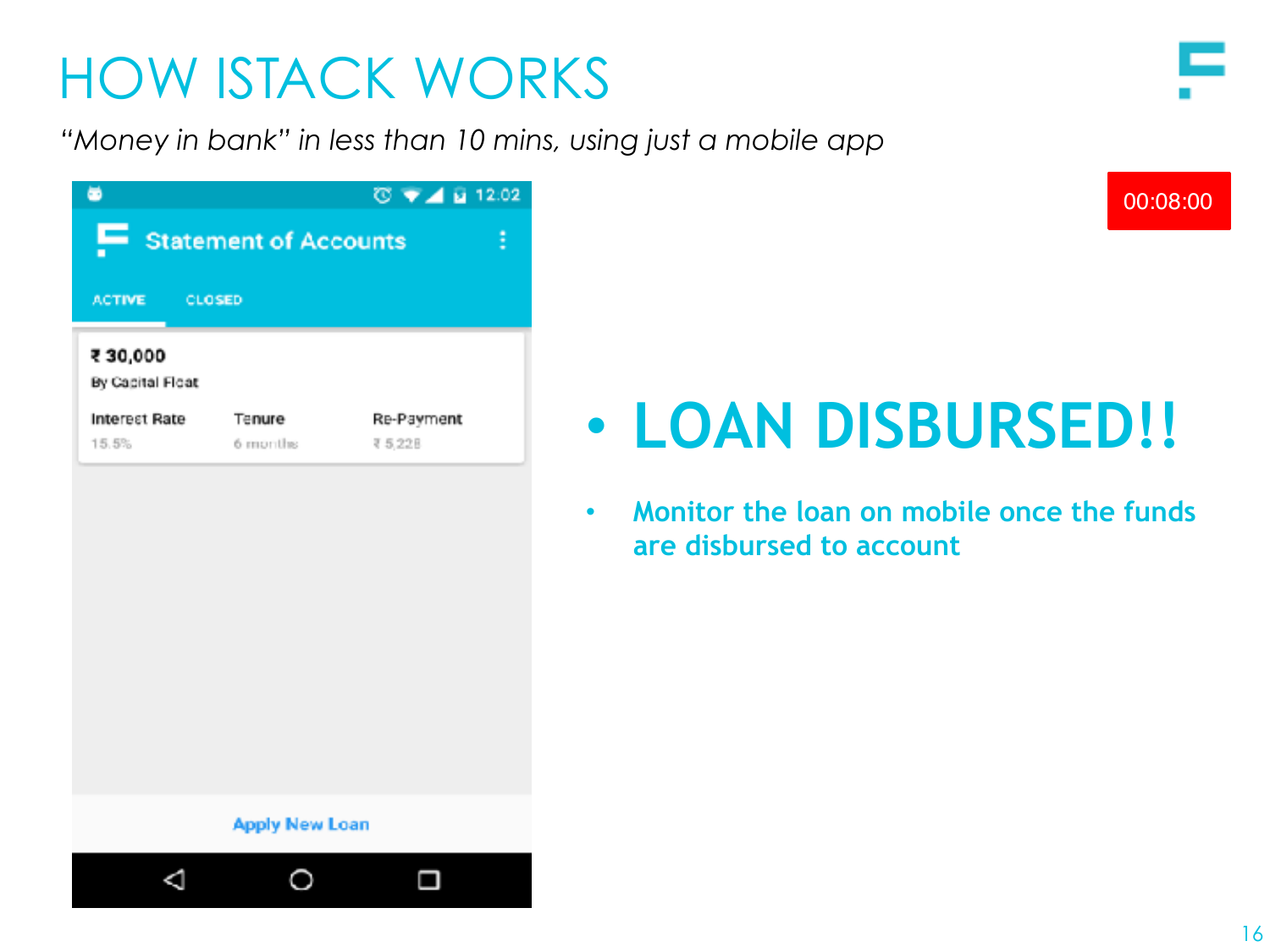# HOW ISTACK WORKS

*"Money in bank" in less than 10 mins, using just a mobile app*

12:02

**Statement of Accounts**

ACTIVE | CLOSED

**₹ 30,000**

By Capital Float

| Interest Rate | Tenure | Re-Payment |
|---|---|---|
| 15.5% | 6 months | ₹ 5,228 |

Apply New Loan

00:08:00

- **LOAN DISBURSED!!**
  - **Monitor the loan on mobile once the funds are disbursed to account**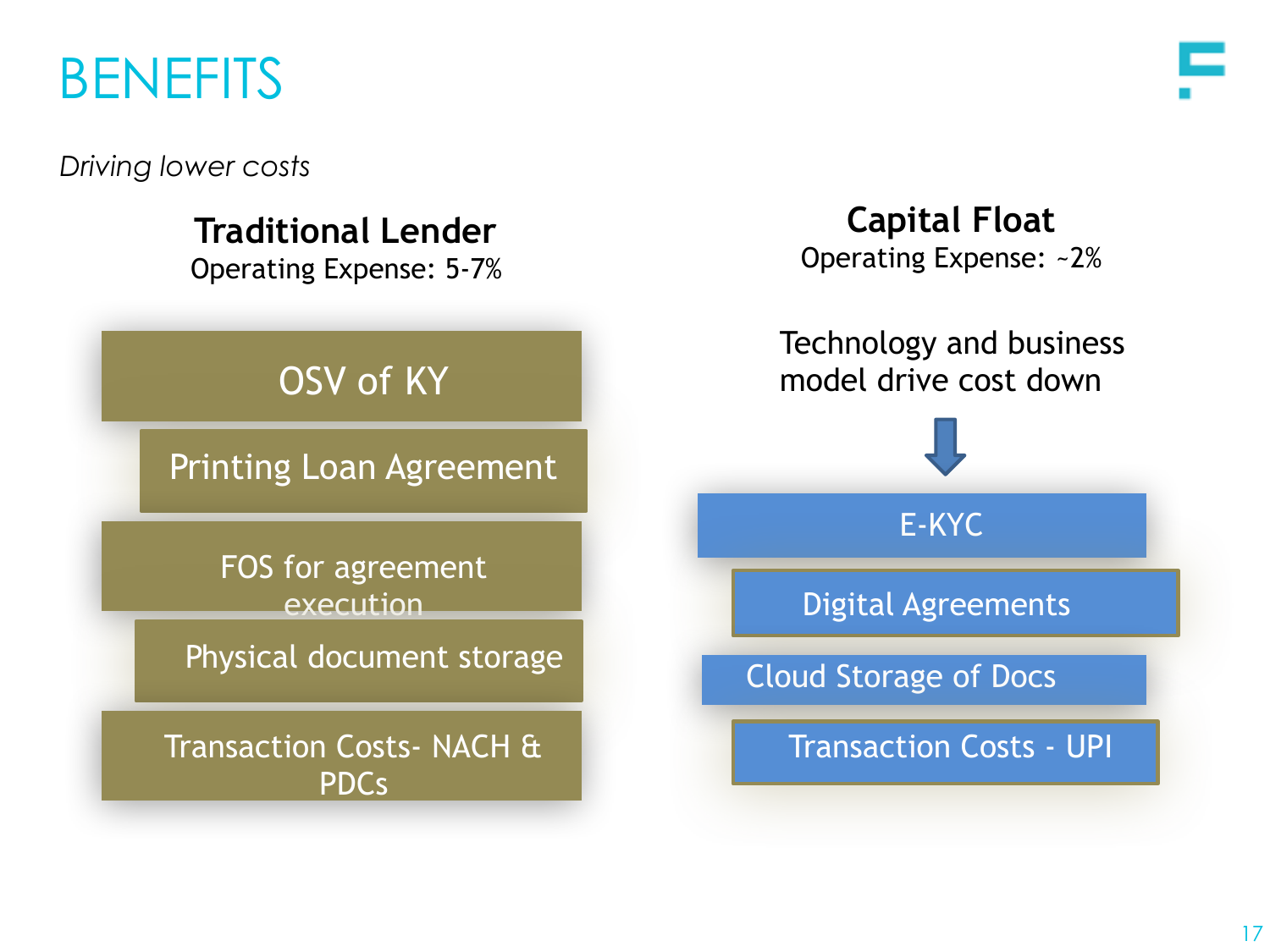# BENEFITS

*Driving lower costs*

**Traditional Lender**
Operating Expense: 5-7%

- OSV of KY
- Printing Loan Agreement
- FOS for agreement execution
- Physical document storage
- Transaction Costs- NACH & PDCs

**Capital Float**
Operating Expense: ~2%

Technology and business model drive cost down

- E-KYC
- Digital Agreements
- Cloud Storage of Docs
- Transaction Costs - UPI